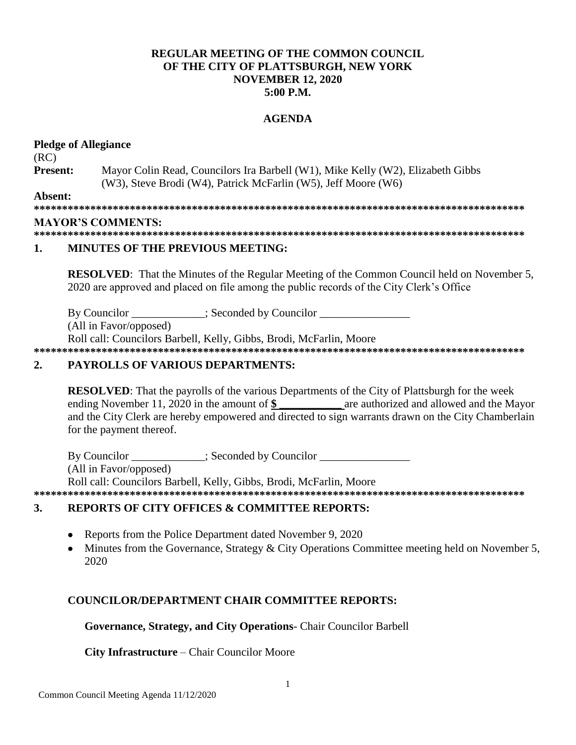**REGULAR MEETING OF THE COMMON COUNCIL**
**OF THE CITY OF PLATTSBURGH, NEW YORK**
**NOVEMBER 12, 2020**
**5:00 P.M.**

**AGENDA**

**Pledge of Allegiance**

(RC)

**Present:** Mayor Colin Read, Councilors Ira Barbell (W1), Mike Kelly (W2), Elizabeth Gibbs (W3), Steve Brodi (W4), Patrick McFarlin (W5), Jeff Moore (W6)

**Absent:**

**\*\*\*\*\*\*\*\*\*\*\*\*\*\*\*\*\*\*\*\*\*\*\*\*\*\*\*\*\*\*\*\*\*\*\*\*\*\*\*\*\*\*\*\*\*\*\*\*\*\*\*\*\*\*\*\*\*\*\*\*\*\*\*\*\*\*\*\*\*\*\*\*\*\*\*\*\*\*\*\*\*\*\*\*\*\*\*\*\*\***

**MAYOR'S COMMENTS:**

**\*\*\*\*\*\*\*\*\*\*\*\*\*\*\*\*\*\*\*\*\*\*\*\*\*\*\*\*\*\*\*\*\*\*\*\*\*\*\*\*\*\*\*\*\*\*\*\*\*\*\*\*\*\*\*\*\*\*\*\*\*\*\*\*\*\*\*\*\*\*\*\*\*\*\*\*\*\*\*\*\*\*\*\*\*\*\*\*\*\***

**1. MINUTES OF THE PREVIOUS MEETING:**

**RESOLVED**: That the Minutes of the Regular Meeting of the Common Council held on November 5, 2020 are approved and placed on file among the public records of the City Clerk's Office

By Councilor _____________; Seconded by Councilor ________________

(All in Favor/opposed)

Roll call: Councilors Barbell, Kelly, Gibbs, Brodi, McFarlin, Moore

**\*\*\*\*\*\*\*\*\*\*\*\*\*\*\*\*\*\*\*\*\*\*\*\*\*\*\*\*\*\*\*\*\*\*\*\*\*\*\*\*\*\*\*\*\*\*\*\*\*\*\*\*\*\*\*\*\*\*\*\*\*\*\*\*\*\*\*\*\*\*\*\*\*\*\*\*\*\*\*\*\*\*\*\*\*\*\*\*\*\***

**2. PAYROLLS OF VARIOUS DEPARTMENTS:**

**RESOLVED**: That the payrolls of the various Departments of the City of Plattsburgh for the week ending November 11, 2020 in the amount of **$ ___________** are authorized and allowed and the Mayor and the City Clerk are hereby empowered and directed to sign warrants drawn on the City Chamberlain for the payment thereof.

By Councilor _____________; Seconded by Councilor ________________

(All in Favor/opposed)

Roll call: Councilors Barbell, Kelly, Gibbs, Brodi, McFarlin, Moore

**\*\*\*\*\*\*\*\*\*\*\*\*\*\*\*\*\*\*\*\*\*\*\*\*\*\*\*\*\*\*\*\*\*\*\*\*\*\*\*\*\*\*\*\*\*\*\*\*\*\*\*\*\*\*\*\*\*\*\*\*\*\*\*\*\*\*\*\*\*\*\*\*\*\*\*\*\*\*\*\*\*\*\*\*\*\*\*\*\*\***

**3. REPORTS OF CITY OFFICES & COMMITTEE REPORTS:**

- Reports from the Police Department dated November 9, 2020
- Minutes from the Governance, Strategy & City Operations Committee meeting held on November 5, 2020

**COUNCILOR/DEPARTMENT CHAIR COMMITTEE REPORTS:**

**Governance, Strategy, and City Operations**- Chair Councilor Barbell

**City Infrastructure** – Chair Councilor Moore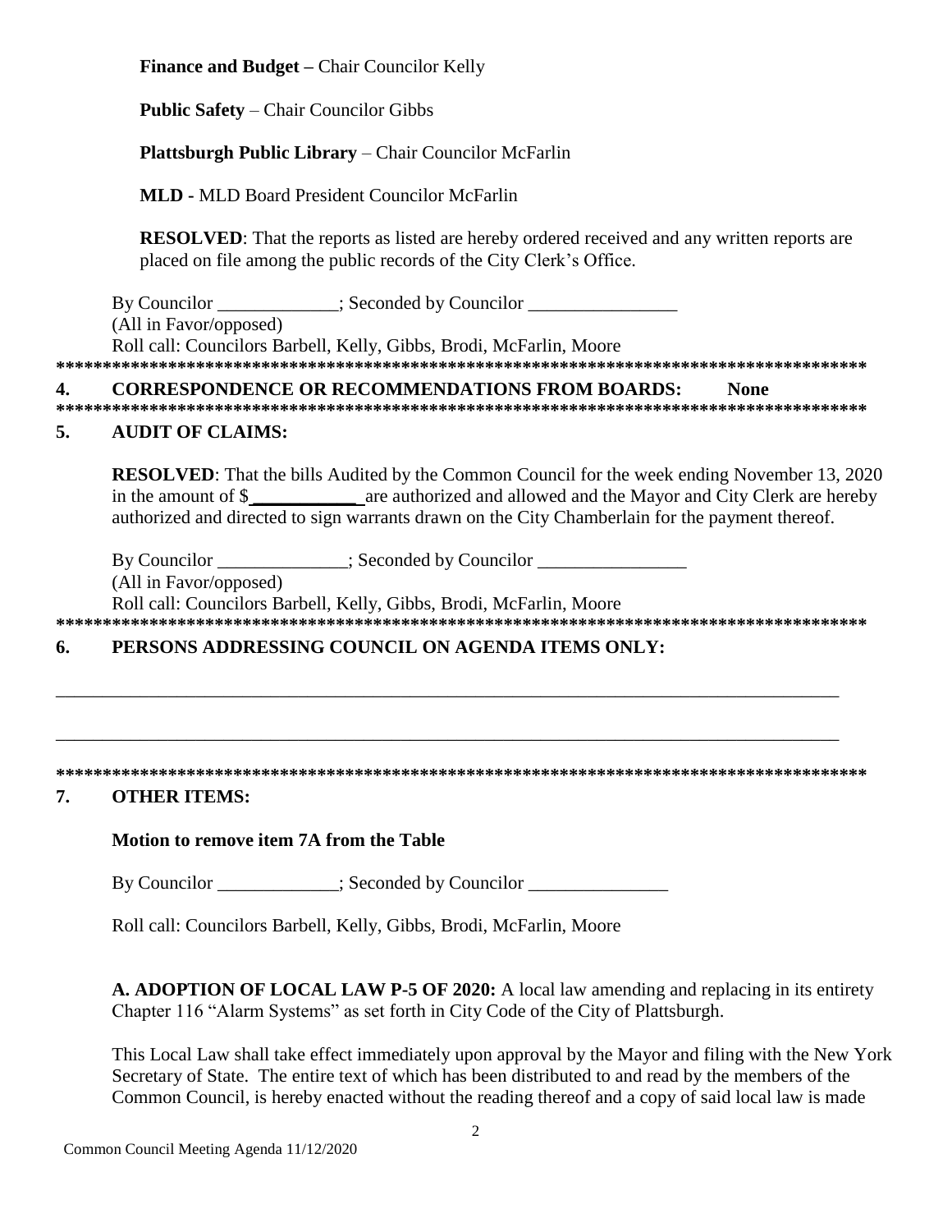**Finance and Budget –** Chair Councilor Kelly

**Public Safety** – Chair Councilor Gibbs

**Plattsburgh Public Library** – Chair Councilor McFarlin

**MLD -** MLD Board President Councilor McFarlin

**RESOLVED**: That the reports as listed are hereby ordered received and any written reports are placed on file among the public records of the City Clerk's Office.

By Councilor _____________; Seconded by Councilor ________________
(All in Favor/opposed)
Roll call: Councilors Barbell, Kelly, Gibbs, Brodi, McFarlin, Moore

*******************************************************************************************

**4. CORRESPONDENCE OR RECOMMENDATIONS FROM BOARDS: None**

*******************************************************************************************

**5. AUDIT OF CLAIMS:**

**RESOLVED**: That the bills Audited by the Common Council for the week ending November 13, 2020 in the amount of $___________ are authorized and allowed and the Mayor and City Clerk are hereby authorized and directed to sign warrants drawn on the City Chamberlain for the payment thereof.

By Councilor ______________; Seconded by Councilor ________________
(All in Favor/opposed)
Roll call: Councilors Barbell, Kelly, Gibbs, Brodi, McFarlin, Moore

*******************************************************************************************

**6. PERSONS ADDRESSING COUNCIL ON AGENDA ITEMS ONLY:**

_____________________________________________________________________________________

_____________________________________________________________________________________

*******************************************************************************************

**7. OTHER ITEMS:**

**Motion to remove item 7A from the Table**

By Councilor _____________; Seconded by Councilor _______________

Roll call: Councilors Barbell, Kelly, Gibbs, Brodi, McFarlin, Moore

**A. ADOPTION OF LOCAL LAW P-5 OF 2020:** A local law amending and replacing in its entirety Chapter 116 "Alarm Systems" as set forth in City Code of the City of Plattsburgh.

This Local Law shall take effect immediately upon approval by the Mayor and filing with the New York Secretary of State. The entire text of which has been distributed to and read by the members of the Common Council, is hereby enacted without the reading thereof and a copy of said local law is made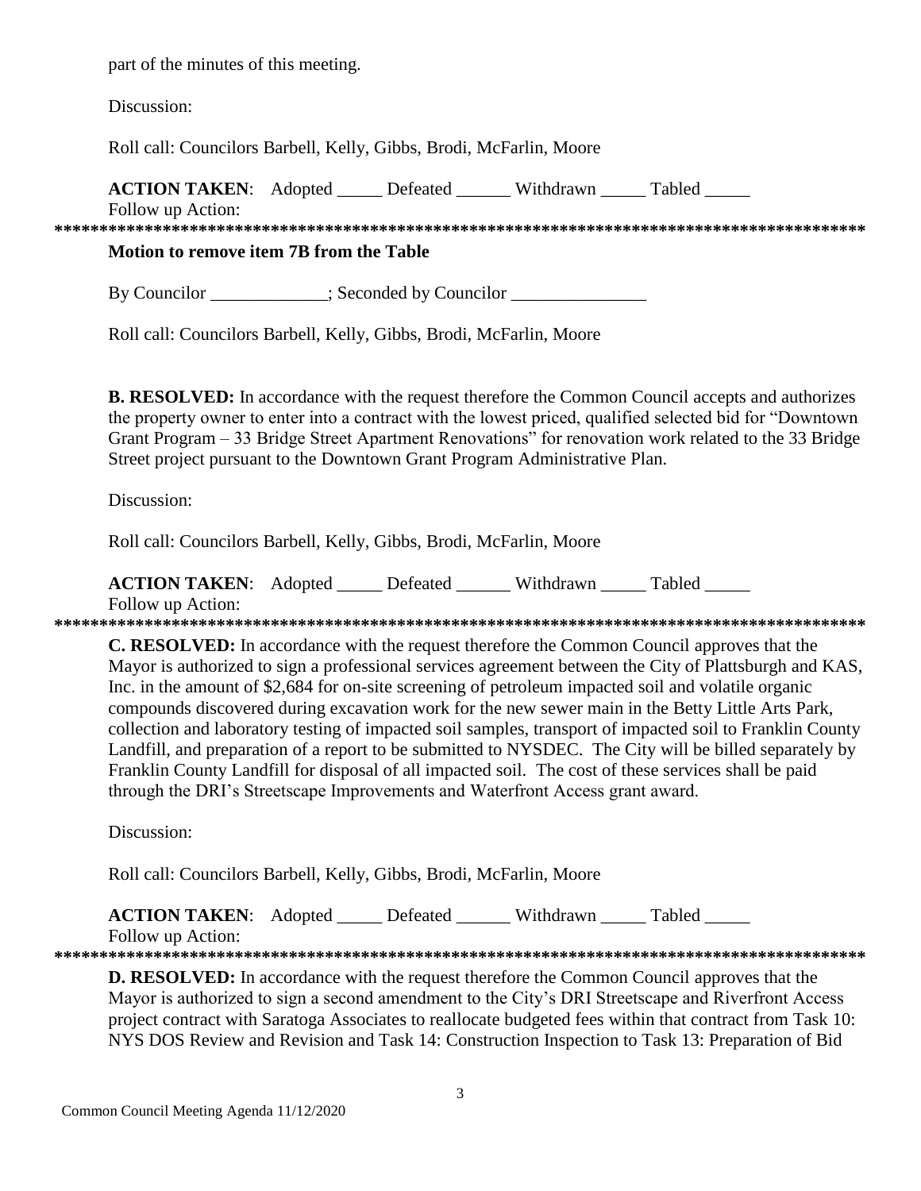part of the minutes of this meeting.

Discussion:

Roll call: Councilors Barbell, Kelly, Gibbs, Brodi, McFarlin, Moore

**ACTION TAKEN**: Adopted _____ Defeated ______ Withdrawn _____ Tabled _____
Follow up Action:

**********************************************************************************************

**Motion to remove item 7B from the Table**

By Councilor _____________; Seconded by Councilor _______________

Roll call: Councilors Barbell, Kelly, Gibbs, Brodi, McFarlin, Moore

**B. RESOLVED:** In accordance with the request therefore the Common Council accepts and authorizes the property owner to enter into a contract with the lowest priced, qualified selected bid for "Downtown Grant Program – 33 Bridge Street Apartment Renovations" for renovation work related to the 33 Bridge Street project pursuant to the Downtown Grant Program Administrative Plan.

Discussion:

Roll call: Councilors Barbell, Kelly, Gibbs, Brodi, McFarlin, Moore

**ACTION TAKEN**: Adopted _____ Defeated ______ Withdrawn _____ Tabled _____
Follow up Action:

**********************************************************************************************

**C. RESOLVED:** In accordance with the request therefore the Common Council approves that the Mayor is authorized to sign a professional services agreement between the City of Plattsburgh and KAS, Inc. in the amount of $2,684 for on-site screening of petroleum impacted soil and volatile organic compounds discovered during excavation work for the new sewer main in the Betty Little Arts Park, collection and laboratory testing of impacted soil samples, transport of impacted soil to Franklin County Landfill, and preparation of a report to be submitted to NYSDEC. The City will be billed separately by Franklin County Landfill for disposal of all impacted soil. The cost of these services shall be paid through the DRI's Streetscape Improvements and Waterfront Access grant award.

Discussion:

Roll call: Councilors Barbell, Kelly, Gibbs, Brodi, McFarlin, Moore

**ACTION TAKEN**: Adopted _____ Defeated ______ Withdrawn _____ Tabled _____
Follow up Action:

**********************************************************************************************

**D. RESOLVED:** In accordance with the request therefore the Common Council approves that the Mayor is authorized to sign a second amendment to the City's DRI Streetscape and Riverfront Access project contract with Saratoga Associates to reallocate budgeted fees within that contract from Task 10: NYS DOS Review and Revision and Task 14: Construction Inspection to Task 13: Preparation of Bid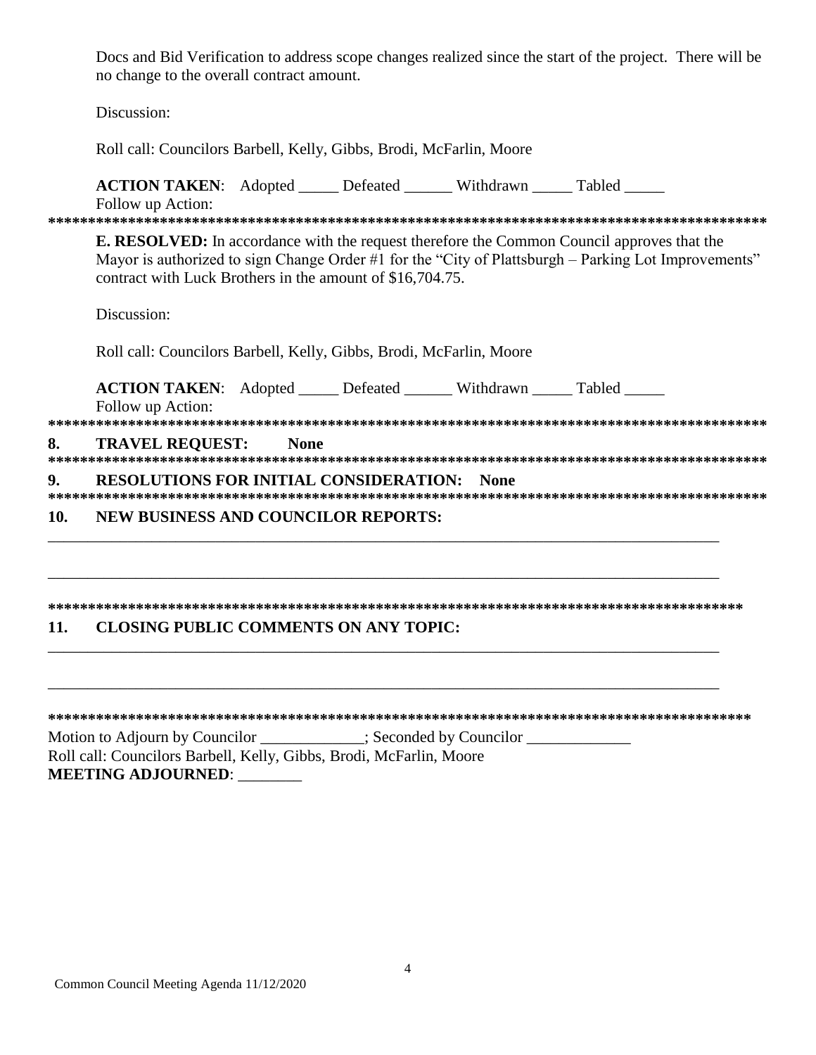Docs and Bid Verification to address scope changes realized since the start of the project. There will be no change to the overall contract amount.

Discussion:

Roll call: Councilors Barbell, Kelly, Gibbs, Brodi, McFarlin, Moore

**ACTION TAKEN**: Adopted _____ Defeated ______ Withdrawn _____ Tabled _____
Follow up Action:

*******************************************************************************************

**E. RESOLVED:** In accordance with the request therefore the Common Council approves that the Mayor is authorized to sign Change Order #1 for the "City of Plattsburgh – Parking Lot Improvements" contract with Luck Brothers in the amount of $16,704.75.

Discussion:

Roll call: Councilors Barbell, Kelly, Gibbs, Brodi, McFarlin, Moore

**ACTION TAKEN**: Adopted _____ Defeated ______ Withdrawn _____ Tabled _____
Follow up Action:

*******************************************************************************************

**8. TRAVEL REQUEST: None**

*******************************************************************************************

**9. RESOLUTIONS FOR INITIAL CONSIDERATION: None**

*******************************************************************************************

**10. NEW BUSINESS AND COUNCILOR REPORTS:**

_____________________________________________________________________________________

_____________________________________________________________________________________

*******************************************************************************************

**11. CLOSING PUBLIC COMMENTS ON ANY TOPIC:**

_____________________________________________________________________________________

_____________________________________________________________________________________

*******************************************************************************************

Motion to Adjourn by Councilor _____________; Seconded by Councilor _____________
Roll call: Councilors Barbell, Kelly, Gibbs, Brodi, McFarlin, Moore
**MEETING ADJOURNED**: ________